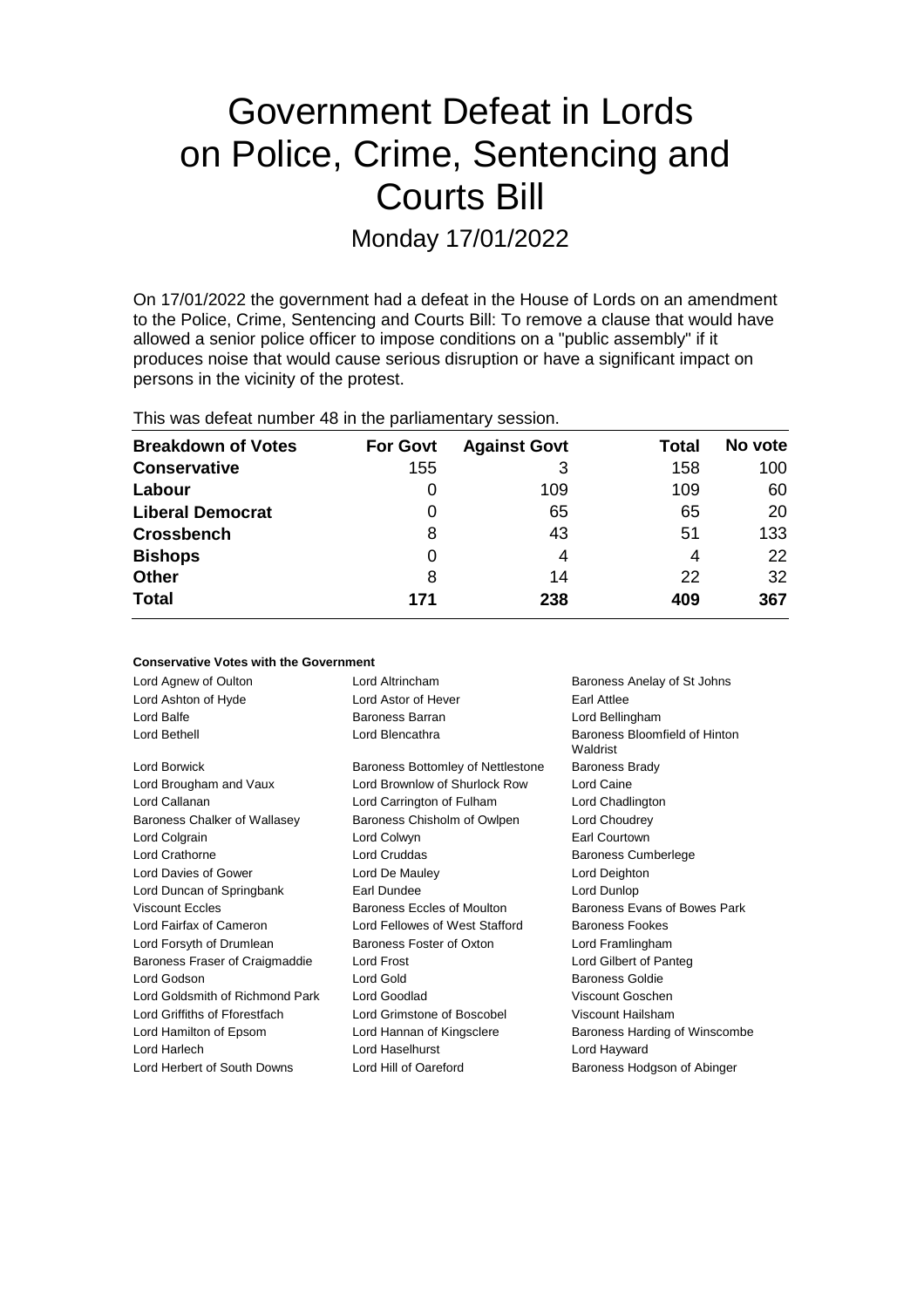# Government Defeat in Lords on Police, Crime, Sentencing and Courts Bill

Monday 17/01/2022

On 17/01/2022 the government had a defeat in the House of Lords on an amendment to the Police, Crime, Sentencing and Courts Bill: To remove a clause that would have allowed a senior police officer to impose conditions on a "public assembly" if it produces noise that would cause serious disruption or have a significant impact on persons in the vicinity of the protest.

This was defeat number 48 in the parliamentary session.

| Breakdown of Votes | For Govt | Against Govt | Total | No vote |
|---|---|---|---|---|
| **Conservative** | 155 | 3 | 158 | 100 |
| **Labour** | 0 | 109 | 109 | 60 |
| **Liberal Democrat** | 0 | 65 | 65 | 20 |
| **Crossbench** | 8 | 43 | 51 | 133 |
| **Bishops** | 0 | 4 | 4 | 22 |
| **Other** | 8 | 14 | 22 | 32 |
| **Total** | **171** | **238** | **409** | **367** |

#### Conservative Votes with the Government

| | | |
|---|---|---|
| Lord Agnew of Oulton | Lord Altrincham | Baroness Anelay of St Johns |
| Lord Ashton of Hyde | Lord Astor of Hever | Earl Attlee |
| Lord Balfe | Baroness Barran | Lord Bellingham |
| Lord Bethell | Lord Blencathra | Baroness Bloomfield of Hinton Waldrist |
| Lord Borwick | Baroness Bottomley of Nettlestone | Baroness Brady |
| Lord Brougham and Vaux | Lord Brownlow of Shurlock Row | Lord Caine |
| Lord Callanan | Lord Carrington of Fulham | Lord Chadlington |
| Baroness Chalker of Wallasey | Baroness Chisholm of Owlpen | Lord Choudrey |
| Lord Colgrain | Lord Colwyn | Earl Courtown |
| Lord Crathorne | Lord Cruddas | Baroness Cumberlege |
| Lord Davies of Gower | Lord De Mauley | Lord Deighton |
| Lord Duncan of Springbank | Earl Dundee | Lord Dunlop |
| Viscount Eccles | Baroness Eccles of Moulton | Baroness Evans of Bowes Park |
| Lord Fairfax of Cameron | Lord Fellowes of West Stafford | Baroness Fookes |
| Lord Forsyth of Drumlean | Baroness Foster of Oxton | Lord Framlingham |
| Baroness Fraser of Craigmaddie | Lord Frost | Lord Gilbert of Panteg |
| Lord Godson | Lord Gold | Baroness Goldie |
| Lord Goldsmith of Richmond Park | Lord Goodlad | Viscount Goschen |
| Lord Griffiths of Fforestfach | Lord Grimstone of Boscobel | Viscount Hailsham |
| Lord Hamilton of Epsom | Lord Hannan of Kingsclere | Baroness Harding of Winscombe |
| Lord Harlech | Lord Haselhurst | Lord Hayward |
| Lord Herbert of South Downs | Lord Hill of Oareford | Baroness Hodgson of Abinger |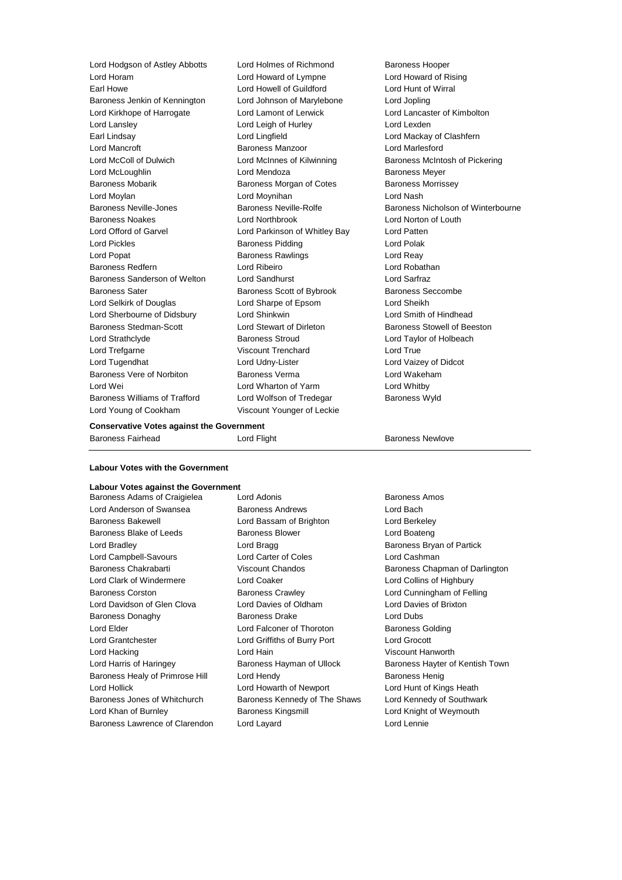Lord Hodgson of Astley Abbotts, Lord Holmes of Richmond, Baroness Hooper, Lord Horam, Lord Howard of Lympne, Lord Howard of Rising, Earl Howe, Lord Howell of Guildford, Lord Hunt of Wirral, Baroness Jenkin of Kennington, Lord Johnson of Marylebone, Lord Jopling, Lord Kirkhope of Harrogate, Lord Lamont of Lerwick, Lord Lancaster of Kimbolton, Lord Lansley, Lord Leigh of Hurley, Lord Lexden, Earl Lindsay, Lord Lingfield, Lord Mackay of Clashfern, Lord Mancroft, Baroness Manzoor, Lord Marlesford, Lord McColl of Dulwich, Lord McInnes of Kilwinning, Baroness McIntosh of Pickering, Lord McLoughlin, Lord Mendoza, Baroness Meyer, Baroness Mobarik, Baroness Morgan of Cotes, Baroness Morrissey, Lord Moylan, Lord Moynihan, Lord Nash, Baroness Neville-Jones, Baroness Neville-Rolfe, Baroness Nicholson of Winterbourne, Baroness Noakes, Lord Northbrook, Lord Norton of Louth, Lord Offord of Garvel, Lord Parkinson of Whitley Bay, Lord Patten, Lord Pickles, Baroness Pidding, Lord Polak, Lord Popat, Baroness Rawlings, Lord Reay, Baroness Redfern, Lord Ribeiro, Lord Robathan, Baroness Sanderson of Welton, Lord Sandhurst, Lord Sarfraz, Baroness Sater, Baroness Scott of Bybrook, Baroness Seccombe, Lord Selkirk of Douglas, Lord Sharpe of Epsom, Lord Sheikh, Lord Sherbourne of Didsbury, Lord Shinkwin, Lord Smith of Hindhead, Baroness Stedman-Scott, Lord Stewart of Dirleton, Baroness Stowell of Beeston, Lord Strathclyde, Baroness Stroud, Lord Taylor of Holbeach, Lord Trefgarne, Viscount Trenchard, Lord True, Lord Tugendhat, Lord Udny-Lister, Lord Vaizey of Didcot, Baroness Vere of Norbiton, Baroness Verma, Lord Wakeham, Lord Wei, Lord Wharton of Yarm, Lord Whitby, Baroness Williams of Trafford, Lord Wolfson of Tredegar, Baroness Wyld, Lord Young of Cookham, Viscount Younger of Leckie

**Conservative Votes against the Government**

Baroness Fairhead, Lord Flight, Baroness Newlove

**Labour Votes with the Government**

**Labour Votes against the Government**

Baroness Adams of Craigielea, Lord Adonis, Baroness Amos, Lord Anderson of Swansea, Baroness Andrews, Lord Bach, Baroness Bakewell, Lord Bassam of Brighton, Lord Berkeley, Baroness Blake of Leeds, Baroness Blower, Lord Boateng, Lord Bradley, Lord Bragg, Baroness Bryan of Partick, Lord Campbell-Savours, Lord Carter of Coles, Lord Cashman, Baroness Chakrabarti, Viscount Chandos, Baroness Chapman of Darlington, Lord Clark of Windermere, Lord Coaker, Lord Collins of Highbury, Baroness Corston, Baroness Crawley, Lord Cunningham of Felling, Lord Davidson of Glen Clova, Lord Davies of Oldham, Lord Davies of Brixton, Baroness Donaghy, Baroness Drake, Lord Dubs, Lord Elder, Lord Falconer of Thoroton, Baroness Golding, Lord Grantchester, Lord Griffiths of Burry Port, Lord Grocott, Lord Hacking, Lord Hain, Viscount Hanworth, Lord Harris of Haringey, Baroness Hayman of Ullock, Baroness Hayter of Kentish Town, Baroness Healy of Primrose Hill, Lord Hendy, Baroness Henig, Lord Hollick, Lord Howarth of Newport, Lord Hunt of Kings Heath, Baroness Jones of Whitchurch, Baroness Kennedy of The Shaws, Lord Kennedy of Southwark, Lord Khan of Burnley, Baroness Kingsmill, Lord Knight of Weymouth, Baroness Lawrence of Clarendon, Lord Layard, Lord Lennie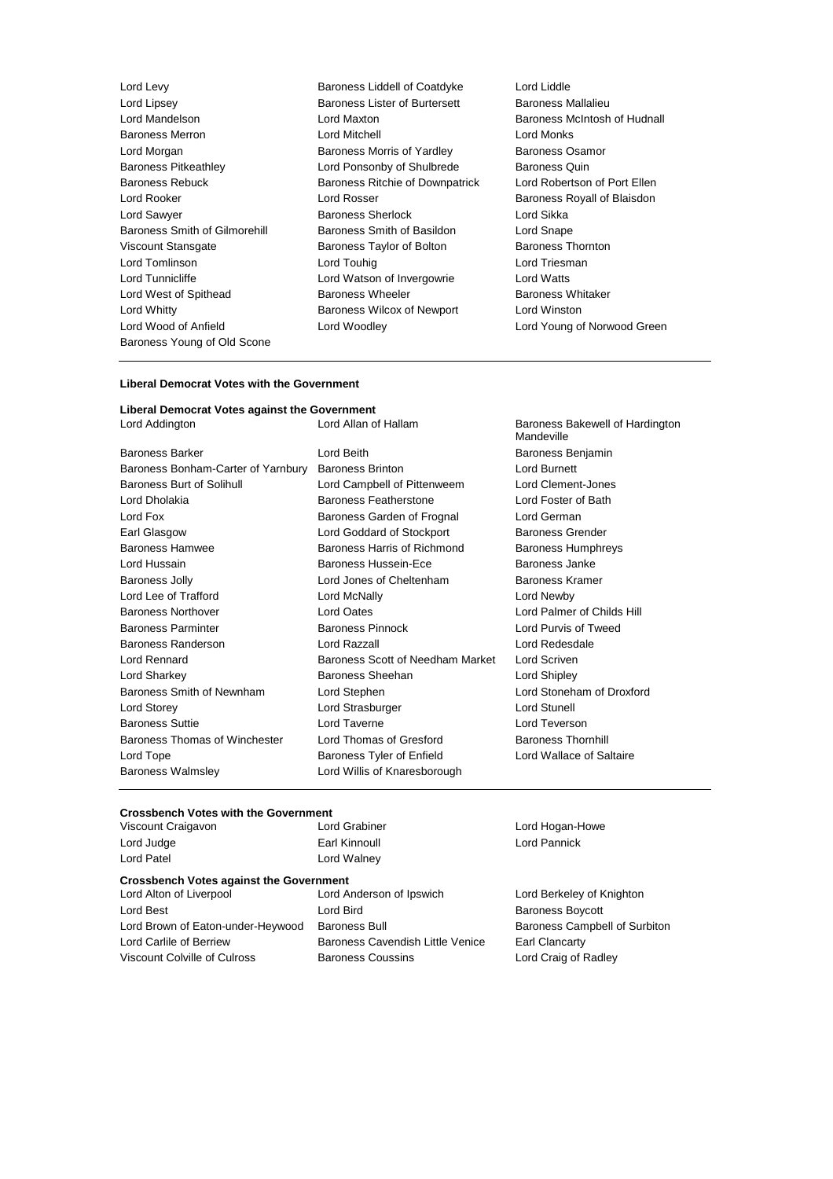Lord Levy
Baroness Liddell of Coatdyke
Lord Liddle
Lord Lipsey
Baroness Lister of Burtersett
Baroness Mallalieu
Lord Mandelson
Lord Maxton
Baroness McIntosh of Hudnall
Baroness Merron
Lord Mitchell
Lord Monks
Lord Morgan
Baroness Morris of Yardley
Baroness Osamor
Baroness Pitkeathley
Lord Ponsonby of Shulbrede
Baroness Quin
Baroness Rebuck
Baroness Ritchie of Downpatrick
Lord Robertson of Port Ellen
Lord Rooker
Lord Rosser
Baroness Royall of Blaisdon
Lord Sawyer
Baroness Sherlock
Lord Sikka
Baroness Smith of Gilmorehill
Baroness Smith of Basildon
Lord Snape
Viscount Stansgate
Baroness Taylor of Bolton
Baroness Thornton
Lord Tomlinson
Lord Touhig
Lord Triesman
Lord Tunnicliffe
Lord Watson of Invergowrie
Lord Watts
Lord West of Spithead
Baroness Wheeler
Baroness Whitaker
Lord Whitty
Baroness Wilcox of Newport
Lord Winston
Lord Wood of Anfield
Lord Woodley
Lord Young of Norwood Green
Baroness Young of Old Scone

**Liberal Democrat Votes with the Government**

**Liberal Democrat Votes against the Government**

Lord Addington
Lord Allan of Hallam
Baroness Bakewell of Hardington Mandeville
Baroness Barker
Lord Beith
Baroness Benjamin
Baroness Bonham-Carter of Yarnbury
Baroness Brinton
Lord Burnett
Baroness Burt of Solihull
Lord Campbell of Pittenweem
Lord Clement-Jones
Lord Dholakia
Baroness Featherstone
Lord Foster of Bath
Lord Fox
Baroness Garden of Frognal
Lord German
Earl Glasgow
Lord Goddard of Stockport
Baroness Grender
Baroness Hamwee
Baroness Harris of Richmond
Baroness Humphreys
Lord Hussain
Baroness Hussein-Ece
Baroness Janke
Baroness Jolly
Lord Jones of Cheltenham
Baroness Kramer
Lord Lee of Trafford
Lord McNally
Lord Newby
Baroness Northover
Lord Oates
Lord Palmer of Childs Hill
Baroness Parminter
Baroness Pinnock
Lord Purvis of Tweed
Baroness Randerson
Lord Razzall
Lord Redesdale
Lord Rennard
Baroness Scott of Needham Market
Lord Scriven
Lord Sharkey
Baroness Sheehan
Lord Shipley
Baroness Smith of Newnham
Lord Stephen
Lord Stoneham of Droxford
Lord Storey
Lord Strasburger
Lord Stunell
Baroness Suttie
Lord Taverne
Lord Teverson
Baroness Thomas of Winchester
Lord Thomas of Gresford
Baroness Thornhill
Lord Tope
Baroness Tyler of Enfield
Lord Wallace of Saltaire
Baroness Walmsley
Lord Willis of Knaresborough

**Crossbench Votes with the Government**

Viscount Craigavon
Lord Grabiner
Lord Hogan-Howe
Lord Judge
Earl Kinnoull
Lord Pannick
Lord Patel
Lord Walney

**Crossbench Votes against the Government**

Lord Alton of Liverpool
Lord Anderson of Ipswich
Lord Berkeley of Knighton
Lord Best
Lord Bird
Baroness Boycott
Lord Brown of Eaton-under-Heywood
Baroness Bull
Baroness Campbell of Surbiton
Lord Carlile of Berriew
Baroness Cavendish Little Venice
Earl Clancarty
Viscount Colville of Culross
Baroness Coussins
Lord Craig of Radley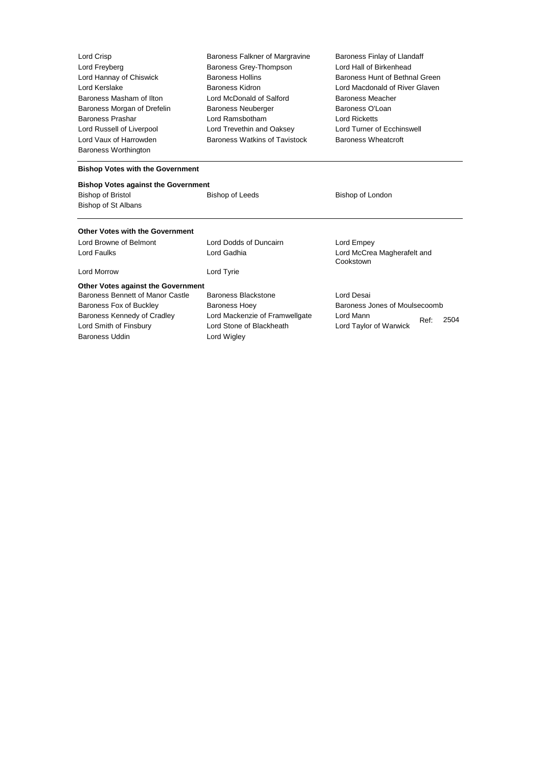Lord Crisp
Baroness Falkner of Margravine
Baroness Finlay of Llandaff
Lord Freyberg
Baroness Grey-Thompson
Lord Hall of Birkenhead
Lord Hannay of Chiswick
Baroness Hollins
Baroness Hunt of Bethnal Green
Lord Kerslake
Baroness Kidron
Lord Macdonald of River Glaven
Baroness Masham of Ilton
Lord McDonald of Salford
Baroness Meacher
Baroness Morgan of Drefelin
Baroness Neuberger
Baroness O'Loan
Baroness Prashar
Lord Ramsbotham
Lord Ricketts
Lord Russell of Liverpool
Lord Trevethin and Oaksey
Lord Turner of Ecchinswell
Lord Vaux of Harrowden
Baroness Watkins of Tavistock
Baroness Wheatcroft
Baroness Worthington

**Bishop Votes with the Government**

**Bishop Votes against the Government**

Bishop of Bristol
Bishop of Leeds
Bishop of London
Bishop of St Albans

**Other Votes with the Government**

Lord Browne of Belmont
Lord Dodds of Duncairn
Lord Empey
Lord Faulks
Lord Gadhia
Lord McCrea Magherafelt and Cookstown
Lord Morrow
Lord Tyrie

**Other Votes against the Government**

Baroness Bennett of Manor Castle
Baroness Blackstone
Lord Desai
Baroness Fox of Buckley
Baroness Hoey
Baroness Jones of Moulsecoomb
Baroness Kennedy of Cradley
Lord Mackenzie of Framwellgate
Lord Mann
Lord Smith of Finsbury
Lord Stone of Blackheath
Lord Taylor of Warwick
Baroness Uddin
Lord Wigley

Ref: 2504